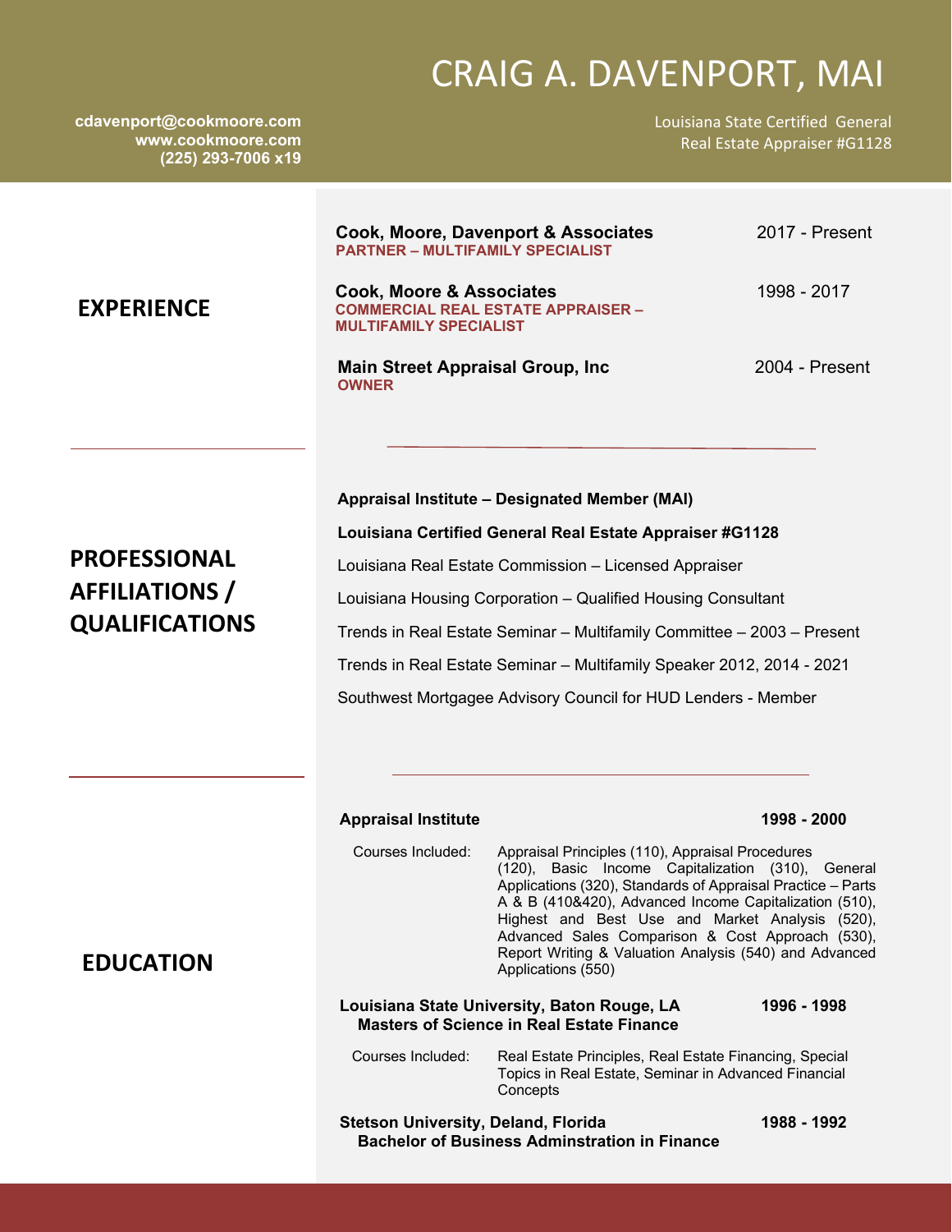# CRAIG A. DAVENPORT, MAI

cdavenport@cookmoore.com
www.cookmoore.com
(225) 293-7006 x19

Louisiana State Certified General Real Estate Appraiser #G1128

## EXPERIENCE

**Cook, Moore, Davenport & Associates** — 2017 - Present
**PARTNER – MULTIFAMILY SPECIALIST**

**Cook, Moore & Associates** — 1998 - 2017
**COMMERCIAL REAL ESTATE APPRAISER – MULTIFAMILY SPECIALIST**

**Main Street Appraisal Group, Inc** — 2004 - Present
**OWNER**

## PROFESSIONAL AFFILIATIONS / QUALIFICATIONS

**Appraisal Institute – Designated Member (MAI)**

**Louisiana Certified General Real Estate Appraiser #G1128**

Louisiana Real Estate Commission – Licensed Appraiser

Louisiana Housing Corporation – Qualified Housing Consultant

Trends in Real Estate Seminar – Multifamily Committee – 2003 – Present

Trends in Real Estate Seminar – Multifamily Speaker 2012, 2014 - 2021

Southwest Mortgagee Advisory Council for HUD Lenders - Member

## EDUCATION

**Appraisal Institute** — **1998 - 2000**

Courses Included: Appraisal Principles (110), Appraisal Procedures (120), Basic Income Capitalization (310), General Applications (320), Standards of Appraisal Practice – Parts A & B (410&420), Advanced Income Capitalization (510), Highest and Best Use and Market Analysis (520), Advanced Sales Comparison & Cost Approach (530), Report Writing & Valuation Analysis (540) and Advanced Applications (550)

**Louisiana State University, Baton Rouge, LA** — **1996 - 1998**
**Masters of Science in Real Estate Finance**

Courses Included: Real Estate Principles, Real Estate Financing, Special Topics in Real Estate, Seminar in Advanced Financial Concepts

**Stetson University, Deland, Florida** — **1988 - 1992**
**Bachelor of Business Adminstration in Finance**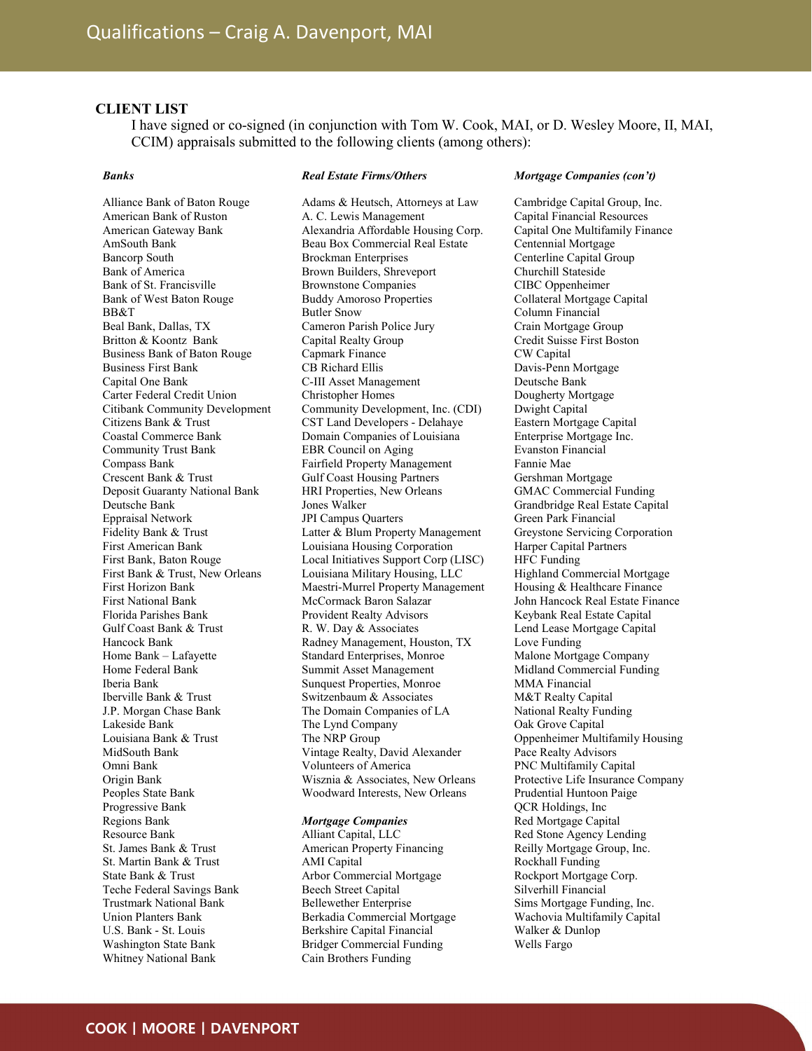## CLIENT LIST

I have signed or co-signed (in conjunction with Tom W. Cook, MAI, or D. Wesley Moore, II, MAI, CCIM) appraisals submitted to the following clients (among others):

### *Banks*

- Alliance Bank of Baton Rouge
- American Bank of Ruston
- American Gateway Bank
- AmSouth Bank
- Bancorp South
- Bank of America
- Bank of St. Francisville
- Bank of West Baton Rouge
- BB&T
- Beal Bank, Dallas, TX
- Britton & Koontz Bank
- Business Bank of Baton Rouge
- Business First Bank
- Capital One Bank
- Carter Federal Credit Union
- Citibank Community Development
- Citizens Bank & Trust
- Coastal Commerce Bank
- Community Trust Bank
- Compass Bank
- Crescent Bank & Trust
- Deposit Guaranty National Bank
- Deutsche Bank
- Eppraisal Network
- Fidelity Bank & Trust
- First American Bank
- First Bank, Baton Rouge
- First Bank & Trust, New Orleans
- First Horizon Bank
- First National Bank
- Florida Parishes Bank
- Gulf Coast Bank & Trust
- Hancock Bank
- Home Bank – Lafayette
- Home Federal Bank
- Iberia Bank
- Iberville Bank & Trust
- J.P. Morgan Chase Bank
- Lakeside Bank
- Louisiana Bank & Trust
- MidSouth Bank
- Omni Bank
- Origin Bank
- Peoples State Bank
- Progressive Bank
- Regions Bank
- Resource Bank
- St. James Bank & Trust
- St. Martin Bank & Trust
- State Bank & Trust
- Teche Federal Savings Bank
- Trustmark National Bank
- Union Planters Bank
- U.S. Bank - St. Louis
- Washington State Bank
- Whitney National Bank

### *Real Estate Firms/Others*

- Adams & Heutsch, Attorneys at Law
- A. C. Lewis Management
- Alexandria Affordable Housing Corp.
- Beau Box Commercial Real Estate
- Brockman Enterprises
- Brown Builders, Shreveport
- Brownstone Companies
- Buddy Amoroso Properties
- Butler Snow
- Cameron Parish Police Jury
- Capital Realty Group
- Capmark Finance
- CB Richard Ellis
- C-III Asset Management
- Christopher Homes
- Community Development, Inc. (CDI)
- CST Land Developers - Delahaye
- Domain Companies of Louisiana
- EBR Council on Aging
- Fairfield Property Management
- Gulf Coast Housing Partners
- HRI Properties, New Orleans
- Jones Walker
- JPI Campus Quarters
- Latter & Blum Property Management
- Louisiana Housing Corporation
- Local Initiatives Support Corp (LISC)
- Louisiana Military Housing, LLC
- Maestri-Murrel Property Management
- McCormack Baron Salazar
- Provident Realty Advisors
- R. W. Day & Associates
- Radney Management, Houston, TX
- Standard Enterprises, Monroe
- Summit Asset Management
- Sunquest Properties, Monroe
- Switzenbaum & Associates
- The Domain Companies of LA
- The Lynd Company
- The NRP Group
- Vintage Realty, David Alexander
- Volunteers of America
- Wisznia & Associates, New Orleans
- Woodward Interests, New Orleans

### *Mortgage Companies*

- Alliant Capital, LLC
- American Property Financing
- AMI Capital
- Arbor Commercial Mortgage
- Beech Street Capital
- Bellewether Enterprise
- Berkadia Commercial Mortgage
- Berkshire Capital Financial
- Bridger Commercial Funding
- Cain Brothers Funding

### *Mortgage Companies (con't)*

- Cambridge Capital Group, Inc.
- Capital Financial Resources
- Capital One Multifamily Finance
- Centennial Mortgage
- Centerline Capital Group
- Churchill Stateside
- CIBC Oppenheimer
- Collateral Mortgage Capital
- Column Financial
- Crain Mortgage Group
- Credit Suisse First Boston
- CW Capital
- Davis-Penn Mortgage
- Deutsche Bank
- Dougherty Mortgage
- Dwight Capital
- Eastern Mortgage Capital
- Enterprise Mortgage Inc.
- Evanston Financial
- Fannie Mae
- Gershman Mortgage
- GMAC Commercial Funding
- Grandbridge Real Estate Capital
- Green Park Financial
- Greystone Servicing Corporation
- Harper Capital Partners
- HFC Funding
- Highland Commercial Mortgage
- Housing & Healthcare Finance
- John Hancock Real Estate Finance
- Keybank Real Estate Capital
- Lend Lease Mortgage Capital
- Love Funding
- Malone Mortgage Company
- Midland Commercial Funding
- MMA Financial
- M&T Realty Capital
- National Realty Funding
- Oak Grove Capital
- Oppenheimer Multifamily Housing
- Pace Realty Advisors
- PNC Multifamily Capital
- Protective Life Insurance Company
- Prudential Huntoon Paige
- QCR Holdings, Inc
- Red Mortgage Capital
- Red Stone Agency Lending
- Reilly Mortgage Group, Inc.
- Rockhall Funding
- Rockport Mortgage Corp.
- Silverhill Financial
- Sims Mortgage Funding, Inc.
- Wachovia Multifamily Capital
- Walker & Dunlop
- Wells Fargo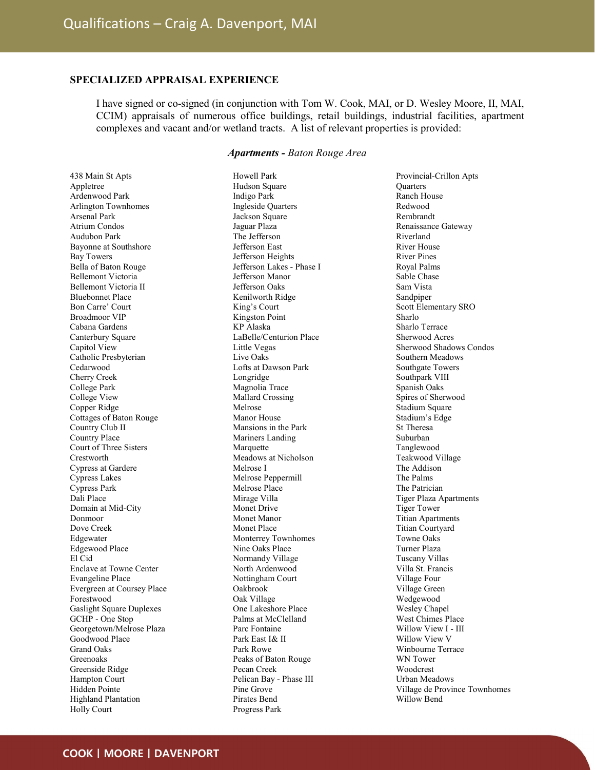## SPECIALIZED APPRAISAL EXPERIENCE

I have signed or co-signed (in conjunction with Tom W. Cook, MAI, or D. Wesley Moore, II, MAI, CCIM) appraisals of numerous office buildings, retail buildings, industrial facilities, apartment complexes and vacant and/or wetland tracts. A list of relevant properties is provided:

### ***Apartments** - Baton Rouge Area*

438 Main St Apts
Appletree
Ardenwood Park
Arlington Townhomes
Arsenal Park
Atrium Condos
Audubon Park
Bayonne at Southshore
Bay Towers
Bella of Baton Rouge
Bellemont Victoria
Bellemont Victoria II
Bluebonnet Place
Bon Carre' Court
Broadmoor VIP
Cabana Gardens
Canterbury Square
Capitol View
Catholic Presbyterian
Cedarwood
Cherry Creek
College Park
College View
Copper Ridge
Cottages of Baton Rouge
Country Club II
Country Place
Court of Three Sisters
Crestworth
Cypress at Gardere
Cypress Lakes
Cypress Park
Dali Place
Domain at Mid-City
Donmoor
Dove Creek
Edgewater
Edgewood Place
El Cid
Enclave at Towne Center
Evangeline Place
Evergreen at Coursey Place
Forestwood
Gaslight Square Duplexes
GCHP - One Stop
Georgetown/Melrose Plaza
Goodwood Place
Grand Oaks
Greenoaks
Greenside Ridge
Hampton Court
Hidden Pointe
Highland Plantation
Holly Court
Howell Park
Hudson Square
Indigo Park
Ingleside Quarters
Jackson Square
Jaguar Plaza
The Jefferson
Jefferson East
Jefferson Heights
Jefferson Lakes - Phase I
Jefferson Manor
Jefferson Oaks
Kenilworth Ridge
King's Court
Kingston Point
KP Alaska
LaBelle/Centurion Place
Little Vegas
Live Oaks
Lofts at Dawson Park
Longridge
Magnolia Trace
Mallard Crossing
Melrose
Manor House
Mansions in the Park
Mariners Landing
Marquette
Meadows at Nicholson
Melrose I
Melrose Peppermill
Melrose Place
Mirage Villa
Monet Drive
Monet Manor
Monet Place
Monterrey Townhomes
Nine Oaks Place
Normandy Village
North Ardenwood
Nottingham Court
Oakbrook
Oak Village
One Lakeshore Place
Palms at McClelland
Parc Fontaine
Park East I& II
Park Rowe
Peaks of Baton Rouge
Pecan Creek
Pelican Bay - Phase III
Pine Grove
Pirates Bend
Progress Park
Provincial-Crillon Apts
Quarters
Ranch House
Redwood
Rembrandt
Renaissance Gateway
Riverland
River House
River Pines
Royal Palms
Sable Chase
Sam Vista
Sandpiper
Scott Elementary SRO
Sharlo
Sharlo Terrace
Sherwood Acres
Sherwood Shadows Condos
Southern Meadows
Southgate Towers
Southpark VIII
Spanish Oaks
Spires of Sherwood
Stadium Square
Stadium's Edge
St Theresa
Suburban
Tanglewood
Teakwood Village
The Addison
The Palms
The Patrician
Tiger Plaza Apartments
Tiger Tower
Titian Apartments
Titian Courtyard
Towne Oaks
Turner Plaza
Tuscany Villas
Villa St. Francis
Village Four
Village Green
Wedgewood
Wesley Chapel
West Chimes Place
Willow View I - III
Willow View V
Winbourne Terrace
WN Tower
Woodcrest
Urban Meadows
Village de Province Townhomes
Willow Bend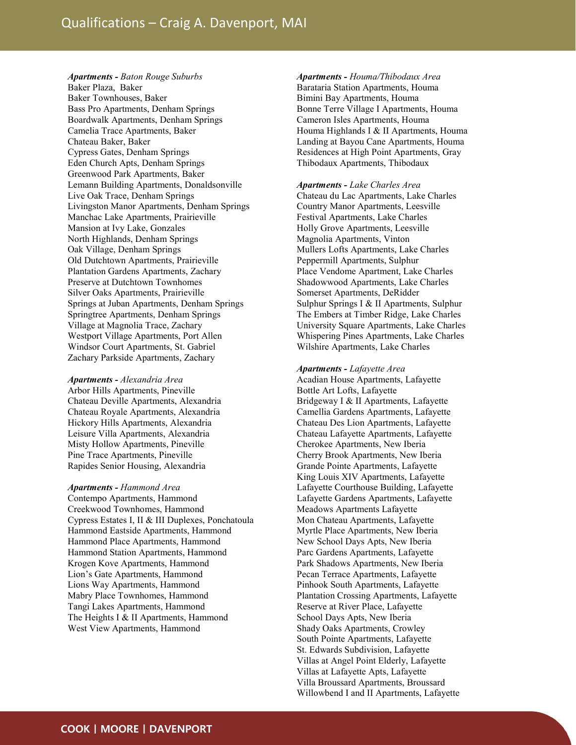***Apartments -** Baton Rouge Suburbs*

Baker Plaza,  Baker
Baker Townhouses, Baker
Bass Pro Apartments, Denham Springs
Boardwalk Apartments, Denham Springs
Camelia Trace Apartments, Baker
Chateau Baker, Baker
Cypress Gates, Denham Springs
Eden Church Apts, Denham Springs
Greenwood Park Apartments, Baker
Lemann Building Apartments, Donaldsonville
Live Oak Trace, Denham Springs
Livingston Manor Apartments, Denham Springs
Manchac Lake Apartments, Prairieville
Mansion at Ivy Lake, Gonzales
North Highlands, Denham Springs
Oak Village, Denham Springs
Old Dutchtown Apartments, Prairieville
Plantation Gardens Apartments, Zachary
Preserve at Dutchtown Townhomes
Silver Oaks Apartments, Prairieville
Springs at Juban Apartments, Denham Springs
Springtree Apartments, Denham Springs
Village at Magnolia Trace, Zachary
Westport Village Apartments, Port Allen
Windsor Court Apartments, St. Gabriel
Zachary Parkside Apartments, Zachary

***Apartments -** Alexandria Area*

Arbor Hills Apartments, Pineville
Chateau Deville Apartments, Alexandria
Chateau Royale Apartments, Alexandria
Hickory Hills Apartments, Alexandria
Leisure Villa Apartments, Alexandria
Misty Hollow Apartments, Pineville
Pine Trace Apartments, Pineville
Rapides Senior Housing, Alexandria

***Apartments -** Hammond Area*

Contempo Apartments, Hammond
Creekwood Townhomes, Hammond
Cypress Estates I, II & III Duplexes, Ponchatoula
Hammond Eastside Apartments, Hammond
Hammond Place Apartments, Hammond
Hammond Station Apartments, Hammond
Krogen Kove Apartments, Hammond
Lion's Gate Apartments, Hammond
Lions Way Apartments, Hammond
Mabry Place Townhomes, Hammond
Tangi Lakes Apartments, Hammond
The Heights I & II Apartments, Hammond
West View Apartments, Hammond

***Apartments -** Houma/Thibodaux Area*

Barataria Station Apartments, Houma
Bimini Bay Apartments, Houma
Bonne Terre Village I Apartments, Houma
Cameron Isles Apartments, Houma
Houma Highlands I & II Apartments, Houma
Landing at Bayou Cane Apartments, Houma
Residences at High Point Apartments, Gray
Thibodaux Apartments, Thibodaux

***Apartments -** Lake Charles Area*

Chateau du Lac Apartments, Lake Charles
Country Manor Apartments, Leesville
Festival Apartments, Lake Charles
Holly Grove Apartments, Leesville
Magnolia Apartments, Vinton
Mullers Lofts Apartments, Lake Charles
Peppermill Apartments, Sulphur
Place Vendome Apartment, Lake Charles
Shadowwood Apartments, Lake Charles
Somerset Apartments, DeRidder
Sulphur Springs I & II Apartments, Sulphur
The Embers at Timber Ridge, Lake Charles
University Square Apartments, Lake Charles
Whispering Pines Apartments, Lake Charles
Wilshire Apartments, Lake Charles

***Apartments -** Lafayette Area*

Acadian House Apartments, Lafayette
Bottle Art Lofts, Lafayette
Bridgeway I & II Apartments, Lafayette
Camellia Gardens Apartments, Lafayette
Chateau Des Lion Apartments, Lafayette
Chateau Lafayette Apartments, Lafayette
Cherokee Apartments, New Iberia
Cherry Brook Apartments, New Iberia
Grande Pointe Apartments, Lafayette
King Louis XIV Apartments, Lafayette
Lafayette Courthouse Building, Lafayette
Lafayette Gardens Apartments, Lafayette
Meadows Apartments Lafayette
Mon Chateau Apartments, Lafayette
Myrtle Place Apartments, New Iberia
New School Days Apts, New Iberia
Parc Gardens Apartments, Lafayette
Park Shadows Apartments, New Iberia
Pecan Terrace Apartments, Lafayette
Pinhook South Apartments, Lafayette
Plantation Crossing Apartments, Lafayette
Reserve at River Place, Lafayette
School Days Apts, New Iberia
Shady Oaks Apartments, Crowley
South Pointe Apartments, Lafayette
St. Edwards Subdivision, Lafayette
Villas at Angel Point Elderly, Lafayette
Villas at Lafayette Apts, Lafayette
Villa Broussard Apartments, Broussard
Willowbend I and II Apartments, Lafayette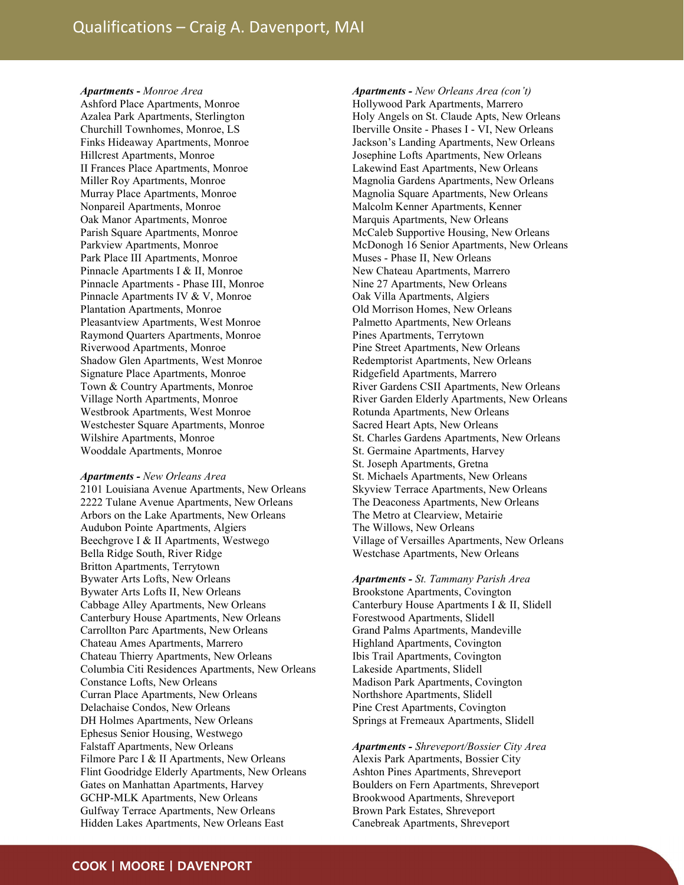***Apartments -*** *Monroe Area*
Ashford Place Apartments, Monroe
Azalea Park Apartments, Sterlington
Churchill Townhomes, Monroe, LS
Finks Hideaway Apartments, Monroe
Hillcrest Apartments, Monroe
II Frances Place Apartments, Monroe
Miller Roy Apartments, Monroe
Murray Place Apartments, Monroe
Nonpareil Apartments, Monroe
Oak Manor Apartments, Monroe
Parish Square Apartments, Monroe
Parkview Apartments, Monroe
Park Place III Apartments, Monroe
Pinnacle Apartments I & II, Monroe
Pinnacle Apartments - Phase III, Monroe
Pinnacle Apartments IV & V, Monroe
Plantation Apartments, Monroe
Pleasantview Apartments, West Monroe
Raymond Quarters Apartments, Monroe
Riverwood Apartments, Monroe
Shadow Glen Apartments, West Monroe
Signature Place Apartments, Monroe
Town & Country Apartments, Monroe
Village North Apartments, Monroe
Westbrook Apartments, West Monroe
Westchester Square Apartments, Monroe
Wilshire Apartments, Monroe
Wooddale Apartments, Monroe

***Apartments -*** *New Orleans Area*
2101 Louisiana Avenue Apartments, New Orleans
2222 Tulane Avenue Apartments, New Orleans
Arbors on the Lake Apartments, New Orleans
Audubon Pointe Apartments, Algiers
Beechgrove I & II Apartments, Westwego
Bella Ridge South, River Ridge
Britton Apartments, Terrytown
Bywater Arts Lofts, New Orleans
Bywater Arts Lofts II, New Orleans
Cabbage Alley Apartments, New Orleans
Canterbury House Apartments, New Orleans
Carrollton Parc Apartments, New Orleans
Chateau Ames Apartments, Marrero
Chateau Thierry Apartments, New Orleans
Columbia Citi Residences Apartments, New Orleans
Constance Lofts, New Orleans
Curran Place Apartments, New Orleans
Delachaise Condos, New Orleans
DH Holmes Apartments, New Orleans
Ephesus Senior Housing, Westwego
Falstaff Apartments, New Orleans
Filmore Parc I & II Apartments, New Orleans
Flint Goodridge Elderly Apartments, New Orleans
Gates on Manhattan Apartments, Harvey
GCHP-MLK Apartments, New Orleans
Gulfway Terrace Apartments, New Orleans
Hidden Lakes Apartments, New Orleans East

***Apartments -*** *New Orleans Area (con't)*
Hollywood Park Apartments, Marrero
Holy Angels on St. Claude Apts, New Orleans
Iberville Onsite - Phases I - VI, New Orleans
Jackson's Landing Apartments, New Orleans
Josephine Lofts Apartments, New Orleans
Lakewind East Apartments, New Orleans
Magnolia Gardens Apartments, New Orleans
Magnolia Square Apartments, New Orleans
Malcolm Kenner Apartments, Kenner
Marquis Apartments, New Orleans
McCaleb Supportive Housing, New Orleans
McDonogh 16 Senior Apartments, New Orleans
Muses - Phase II, New Orleans
New Chateau Apartments, Marrero
Nine 27 Apartments, New Orleans
Oak Villa Apartments, Algiers
Old Morrison Homes, New Orleans
Palmetto Apartments, New Orleans
Pines Apartments, Terrytown
Pine Street Apartments, New Orleans
Redemptorist Apartments, New Orleans
Ridgefield Apartments, Marrero
River Gardens CSII Apartments, New Orleans
River Garden Elderly Apartments, New Orleans
Rotunda Apartments, New Orleans
Sacred Heart Apts, New Orleans
St. Charles Gardens Apartments, New Orleans
St. Germaine Apartments, Harvey
St. Joseph Apartments, Gretna
St. Michaels Apartments, New Orleans
Skyview Terrace Apartments, New Orleans
The Deaconess Apartments, New Orleans
The Metro at Clearview, Metairie
The Willows, New Orleans
Village of Versailles Apartments, New Orleans
Westchase Apartments, New Orleans

***Apartments -*** *St. Tammany Parish Area*
Brookstone Apartments, Covington
Canterbury House Apartments I & II, Slidell
Forestwood Apartments, Slidell
Grand Palms Apartments, Mandeville
Highland Apartments, Covington
Ibis Trail Apartments, Covington
Lakeside Apartments, Slidell
Madison Park Apartments, Covington
Northshore Apartments, Slidell
Pine Crest Apartments, Covington
Springs at Fremeaux Apartments, Slidell

***Apartments -*** *Shreveport/Bossier City Area*
Alexis Park Apartments, Bossier City
Ashton Pines Apartments, Shreveport
Boulders on Fern Apartments, Shreveport
Brookwood Apartments, Shreveport
Brown Park Estates, Shreveport
Canebreak Apartments, Shreveport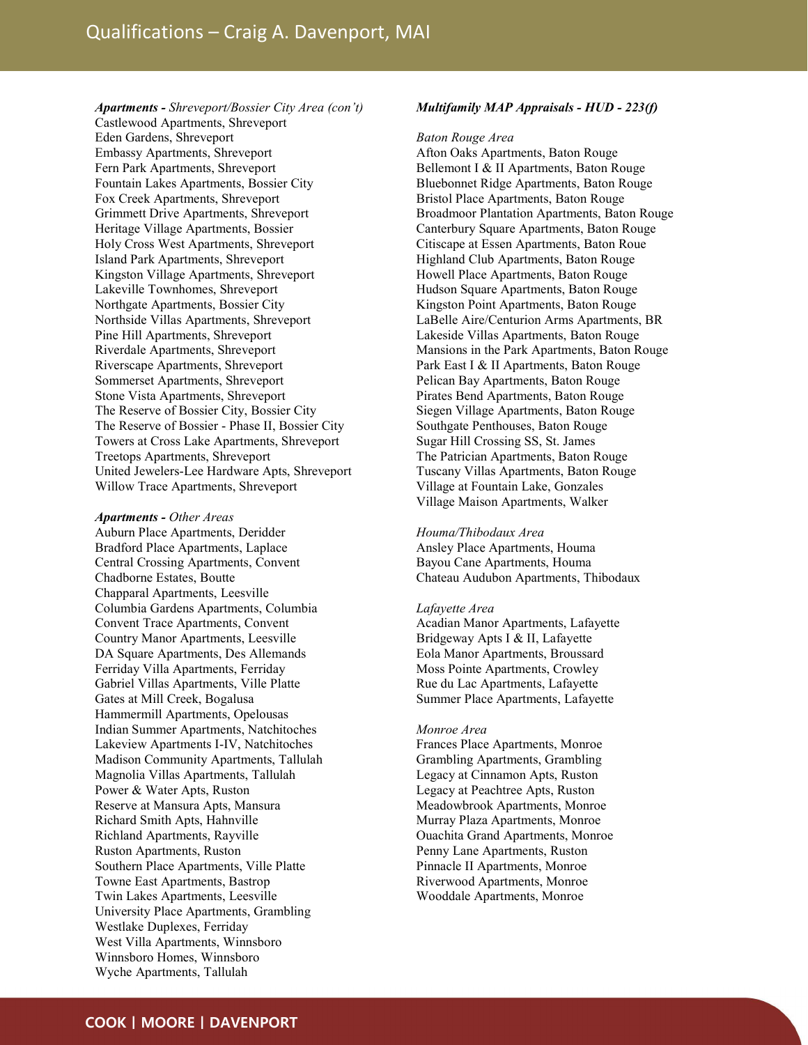***Apartments** - Shreveport/Bossier City Area (con't)*

Castlewood Apartments, Shreveport
Eden Gardens, Shreveport
Embassy Apartments, Shreveport
Fern Park Apartments, Shreveport
Fountain Lakes Apartments, Bossier City
Fox Creek Apartments, Shreveport
Grimmett Drive Apartments, Shreveport
Heritage Village Apartments, Bossier
Holy Cross West Apartments, Shreveport
Island Park Apartments, Shreveport
Kingston Village Apartments, Shreveport
Lakeville Townhomes, Shreveport
Northgate Apartments, Bossier City
Northside Villas Apartments, Shreveport
Pine Hill Apartments, Shreveport
Riverdale Apartments, Shreveport
Riverscape Apartments, Shreveport
Sommerset Apartments, Shreveport
Stone Vista Apartments, Shreveport
The Reserve of Bossier City, Bossier City
The Reserve of Bossier - Phase II, Bossier City
Towers at Cross Lake Apartments, Shreveport
Treetops Apartments, Shreveport
United Jewelers-Lee Hardware Apts, Shreveport
Willow Trace Apartments, Shreveport

***Apartments** - Other Areas*

Auburn Place Apartments, Deridder
Bradford Place Apartments, Laplace
Central Crossing Apartments, Convent
Chadborne Estates, Boutte
Chapparal Apartments, Leesville
Columbia Gardens Apartments, Columbia
Convent Trace Apartments, Convent
Country Manor Apartments, Leesville
DA Square Apartments, Des Allemands
Ferriday Villa Apartments, Ferriday
Gabriel Villas Apartments, Ville Platte
Gates at Mill Creek, Bogalusa
Hammermill Apartments, Opelousas
Indian Summer Apartments, Natchitoches
Lakeview Apartments I-IV, Natchitoches
Madison Community Apartments, Tallulah
Magnolia Villas Apartments, Tallulah
Power & Water Apts, Ruston
Reserve at Mansura Apts, Mansura
Richard Smith Apts, Hahnville
Richland Apartments, Rayville
Ruston Apartments, Ruston
Southern Place Apartments, Ville Platte
Towne East Apartments, Bastrop
Twin Lakes Apartments, Leesville
University Place Apartments, Grambling
Westlake Duplexes, Ferriday
West Villa Apartments, Winnsboro
Winnsboro Homes, Winnsboro
Wyche Apartments, Tallulah

***Multifamily MAP Appraisals - HUD - 223(f)***

*Baton Rouge Area*

Afton Oaks Apartments, Baton Rouge
Bellemont I & II Apartments, Baton Rouge
Bluebonnet Ridge Apartments, Baton Rouge
Bristol Place Apartments, Baton Rouge
Broadmoor Plantation Apartments, Baton Rouge
Canterbury Square Apartments, Baton Rouge
Citiscape at Essen Apartments, Baton Roue
Highland Club Apartments, Baton Rouge
Howell Place Apartments, Baton Rouge
Hudson Square Apartments, Baton Rouge
Kingston Point Apartments, Baton Rouge
LaBelle Aire/Centurion Arms Apartments, BR
Lakeside Villas Apartments, Baton Rouge
Mansions in the Park Apartments, Baton Rouge
Park East I & II Apartments, Baton Rouge
Pelican Bay Apartments, Baton Rouge
Pirates Bend Apartments, Baton Rouge
Siegen Village Apartments, Baton Rouge
Southgate Penthouses, Baton Rouge
Sugar Hill Crossing SS, St. James
The Patrician Apartments, Baton Rouge
Tuscany Villas Apartments, Baton Rouge
Village at Fountain Lake, Gonzales
Village Maison Apartments, Walker

*Houma/Thibodaux Area*

Ansley Place Apartments, Houma
Bayou Cane Apartments, Houma
Chateau Audubon Apartments, Thibodaux

*Lafayette Area*

Acadian Manor Apartments, Lafayette
Bridgeway Apts I & II, Lafayette
Eola Manor Apartments, Broussard
Moss Pointe Apartments, Crowley
Rue du Lac Apartments, Lafayette
Summer Place Apartments, Lafayette

*Monroe Area*

Frances Place Apartments, Monroe
Grambling Apartments, Grambling
Legacy at Cinnamon Apts, Ruston
Legacy at Peachtree Apts, Ruston
Meadowbrook Apartments, Monroe
Murray Plaza Apartments, Monroe
Ouachita Grand Apartments, Monroe
Penny Lane Apartments, Ruston
Pinnacle II Apartments, Monroe
Riverwood Apartments, Monroe
Wooddale Apartments, Monroe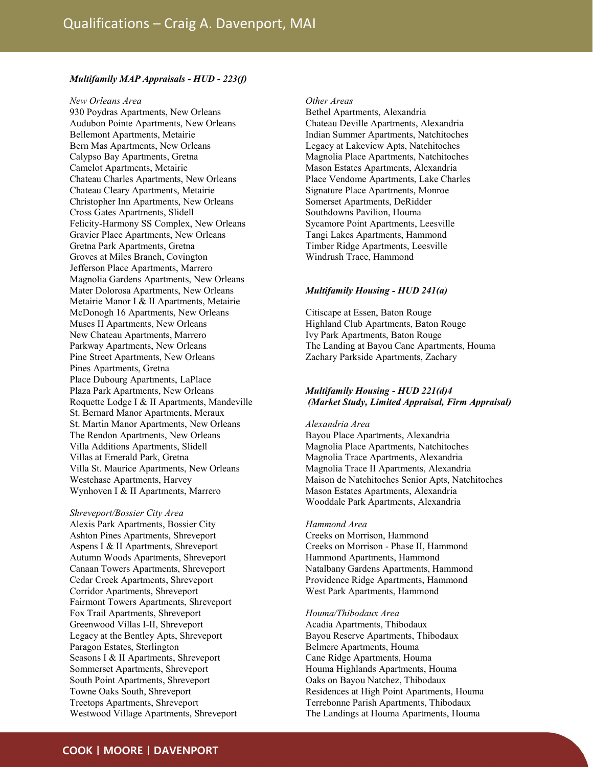### *Multifamily MAP Appraisals - HUD - 223(f)*

*New Orleans Area*

930 Poydras Apartments, New Orleans
Audubon Pointe Apartments, New Orleans
Bellemont Apartments, Metairie
Bern Mas Apartments, New Orleans
Calypso Bay Apartments, Gretna
Camelot Apartments, Metairie
Chateau Charles Apartments, New Orleans
Chateau Cleary Apartments, Metairie
Christopher Inn Apartments, New Orleans
Cross Gates Apartments, Slidell
Felicity-Harmony SS Complex, New Orleans
Gravier Place Apartments, New Orleans
Gretna Park Apartments, Gretna
Groves at Miles Branch, Covington
Jefferson Place Apartments, Marrero
Magnolia Gardens Apartments, New Orleans
Mater Dolorosa Apartments, New Orleans
Metairie Manor I & II Apartments, Metairie
McDonogh 16 Apartments, New Orleans
Muses II Apartments, New Orleans
New Chateau Apartments, Marrero
Parkway Apartments, New Orleans
Pine Street Apartments, New Orleans
Pines Apartments, Gretna
Place Dubourg Apartments, LaPlace
Plaza Park Apartments, New Orleans
Roquette Lodge I & II Apartments, Mandeville
St. Bernard Manor Apartments, Meraux
St. Martin Manor Apartments, New Orleans
The Rendon Apartments, New Orleans
Villa Additions Apartments, Slidell
Villas at Emerald Park, Gretna
Villa St. Maurice Apartments, New Orleans
Westchase Apartments, Harvey
Wynhoven I & II Apartments, Marrero

*Shreveport/Bossier City Area*

Alexis Park Apartments, Bossier City
Ashton Pines Apartments, Shreveport
Aspens I & II Apartments, Shreveport
Autumn Woods Apartments, Shreveport
Canaan Towers Apartments, Shreveport
Cedar Creek Apartments, Shreveport
Corridor Apartments, Shreveport
Fairmont Towers Apartments, Shreveport
Fox Trail Apartments, Shreveport
Greenwood Villas I-II, Shreveport
Legacy at the Bentley Apts, Shreveport
Paragon Estates, Sterlington
Seasons I & II Apartments, Shreveport
Sommerset Apartments, Shreveport
South Point Apartments, Shreveport
Towne Oaks South, Shreveport
Treetops Apartments, Shreveport
Westwood Village Apartments, Shreveport

*Other Areas*

Bethel Apartments, Alexandria
Chateau Deville Apartments, Alexandria
Indian Summer Apartments, Natchitoches
Legacy at Lakeview Apts, Natchitoches
Magnolia Place Apartments, Natchitoches
Mason Estates Apartments, Alexandria
Place Vendome Apartments, Lake Charles
Signature Place Apartments, Monroe
Somerset Apartments, DeRidder
Southdowns Pavilion, Houma
Sycamore Point Apartments, Leesville
Tangi Lakes Apartments, Hammond
Timber Ridge Apartments, Leesville
Windrush Trace, Hammond

### *Multifamily Housing - HUD 241(a)*

Citiscape at Essen, Baton Rouge
Highland Club Apartments, Baton Rouge
Ivy Park Apartments, Baton Rouge
The Landing at Bayou Cane Apartments, Houma
Zachary Parkside Apartments, Zachary

### *Multifamily Housing - HUD 221(d)4 (Market Study, Limited Appraisal, Firm Appraisal)*

*Alexandria Area*

Bayou Place Apartments, Alexandria
Magnolia Place Apartments, Natchitoches
Magnolia Trace Apartments, Alexandria
Magnolia Trace II Apartments, Alexandria
Maison de Natchitoches Senior Apts, Natchitoches
Mason Estates Apartments, Alexandria
Wooddale Park Apartments, Alexandria

*Hammond Area*

Creeks on Morrison, Hammond
Creeks on Morrison - Phase II, Hammond
Hammond Apartments, Hammond
Natalbany Gardens Apartments, Hammond
Providence Ridge Apartments, Hammond
West Park Apartments, Hammond

*Houma/Thibodaux Area*

Acadia Apartments, Thibodaux
Bayou Reserve Apartments, Thibodaux
Belmere Apartments, Houma
Cane Ridge Apartments, Houma
Houma Highlands Apartments, Houma
Oaks on Bayou Natchez, Thibodaux
Residences at High Point Apartments, Houma
Terrebonne Parish Apartments, Thibodaux
The Landings at Houma Apartments, Houma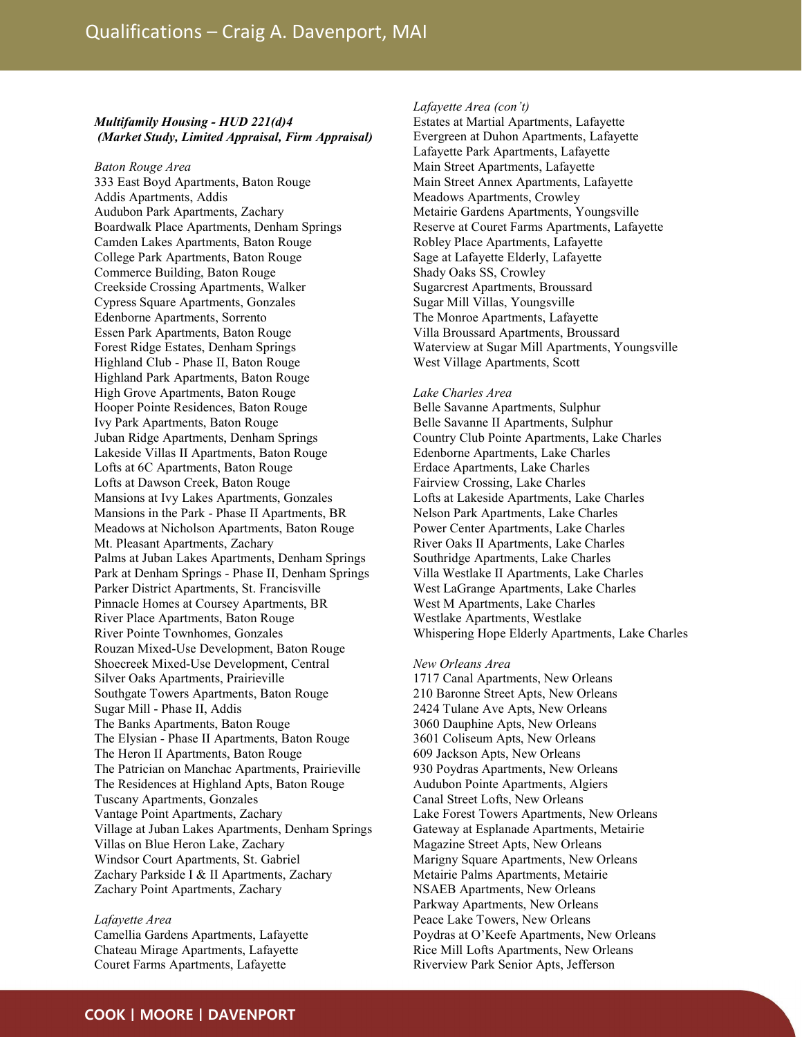***Multifamily Housing - HUD 221(d)4***
***(Market Study, Limited Appraisal, Firm Appraisal)***

*Baton Rouge Area*
333 East Boyd Apartments, Baton Rouge
Addis Apartments, Addis
Audubon Park Apartments, Zachary
Boardwalk Place Apartments, Denham Springs
Camden Lakes Apartments, Baton Rouge
College Park Apartments, Baton Rouge
Commerce Building, Baton Rouge
Creekside Crossing Apartments, Walker
Cypress Square Apartments, Gonzales
Edenborne Apartments, Sorrento
Essen Park Apartments, Baton Rouge
Forest Ridge Estates, Denham Springs
Highland Club - Phase II, Baton Rouge
Highland Park Apartments, Baton Rouge
High Grove Apartments, Baton Rouge
Hooper Pointe Residences, Baton Rouge
Ivy Park Apartments, Baton Rouge
Juban Ridge Apartments, Denham Springs
Lakeside Villas II Apartments, Baton Rouge
Lofts at 6C Apartments, Baton Rouge
Lofts at Dawson Creek, Baton Rouge
Mansions at Ivy Lakes Apartments, Gonzales
Mansions in the Park - Phase II Apartments, BR
Meadows at Nicholson Apartments, Baton Rouge
Mt. Pleasant Apartments, Zachary
Palms at Juban Lakes Apartments, Denham Springs
Park at Denham Springs - Phase II, Denham Springs
Parker District Apartments, St. Francisville
Pinnacle Homes at Coursey Apartments, BR
River Place Apartments, Baton Rouge
River Pointe Townhomes, Gonzales
Rouzan Mixed-Use Development, Baton Rouge
Shoecreek Mixed-Use Development, Central
Silver Oaks Apartments, Prairieville
Southgate Towers Apartments, Baton Rouge
Sugar Mill - Phase II, Addis
The Banks Apartments, Baton Rouge
The Elysian - Phase II Apartments, Baton Rouge
The Heron II Apartments, Baton Rouge
The Patrician on Manchac Apartments, Prairieville
The Residences at Highland Apts, Baton Rouge
Tuscany Apartments, Gonzales
Vantage Point Apartments, Zachary
Village at Juban Lakes Apartments, Denham Springs
Villas on Blue Heron Lake, Zachary
Windsor Court Apartments, St. Gabriel
Zachary Parkside I & II Apartments, Zachary
Zachary Point Apartments, Zachary

*Lafayette Area*
Camellia Gardens Apartments, Lafayette
Chateau Mirage Apartments, Lafayette
Couret Farms Apartments, Lafayette

*Lafayette Area (con't)*
Estates at Martial Apartments, Lafayette
Evergreen at Duhon Apartments, Lafayette
Lafayette Park Apartments, Lafayette
Main Street Apartments, Lafayette
Main Street Annex Apartments, Lafayette
Meadows Apartments, Crowley
Metairie Gardens Apartments, Youngsville
Reserve at Couret Farms Apartments, Lafayette
Robley Place Apartments, Lafayette
Sage at Lafayette Elderly, Lafayette
Shady Oaks SS, Crowley
Sugarcrest Apartments, Broussard
Sugar Mill Villas, Youngsville
The Monroe Apartments, Lafayette
Villa Broussard Apartments, Broussard
Waterview at Sugar Mill Apartments, Youngsville
West Village Apartments, Scott

*Lake Charles Area*
Belle Savanne Apartments, Sulphur
Belle Savanne II Apartments, Sulphur
Country Club Pointe Apartments, Lake Charles
Edenborne Apartments, Lake Charles
Erdace Apartments, Lake Charles
Fairview Crossing, Lake Charles
Lofts at Lakeside Apartments, Lake Charles
Nelson Park Apartments, Lake Charles
Power Center Apartments, Lake Charles
River Oaks II Apartments, Lake Charles
Southridge Apartments, Lake Charles
Villa Westlake II Apartments, Lake Charles
West LaGrange Apartments, Lake Charles
West M Apartments, Lake Charles
Westlake Apartments, Westlake
Whispering Hope Elderly Apartments, Lake Charles

*New Orleans Area*
1717 Canal Apartments, New Orleans
210 Baronne Street Apts, New Orleans
2424 Tulane Ave Apts, New Orleans
3060 Dauphine Apts, New Orleans
3601 Coliseum Apts, New Orleans
609 Jackson Apts, New Orleans
930 Poydras Apartments, New Orleans
Audubon Pointe Apartments, Algiers
Canal Street Lofts, New Orleans
Lake Forest Towers Apartments, New Orleans
Gateway at Esplanade Apartments, Metairie
Magazine Street Apts, New Orleans
Marigny Square Apartments, New Orleans
Metairie Palms Apartments, Metairie
NSAEB Apartments, New Orleans
Parkway Apartments, New Orleans
Peace Lake Towers, New Orleans
Poydras at O'Keefe Apartments, New Orleans
Rice Mill Lofts Apartments, New Orleans
Riverview Park Senior Apts, Jefferson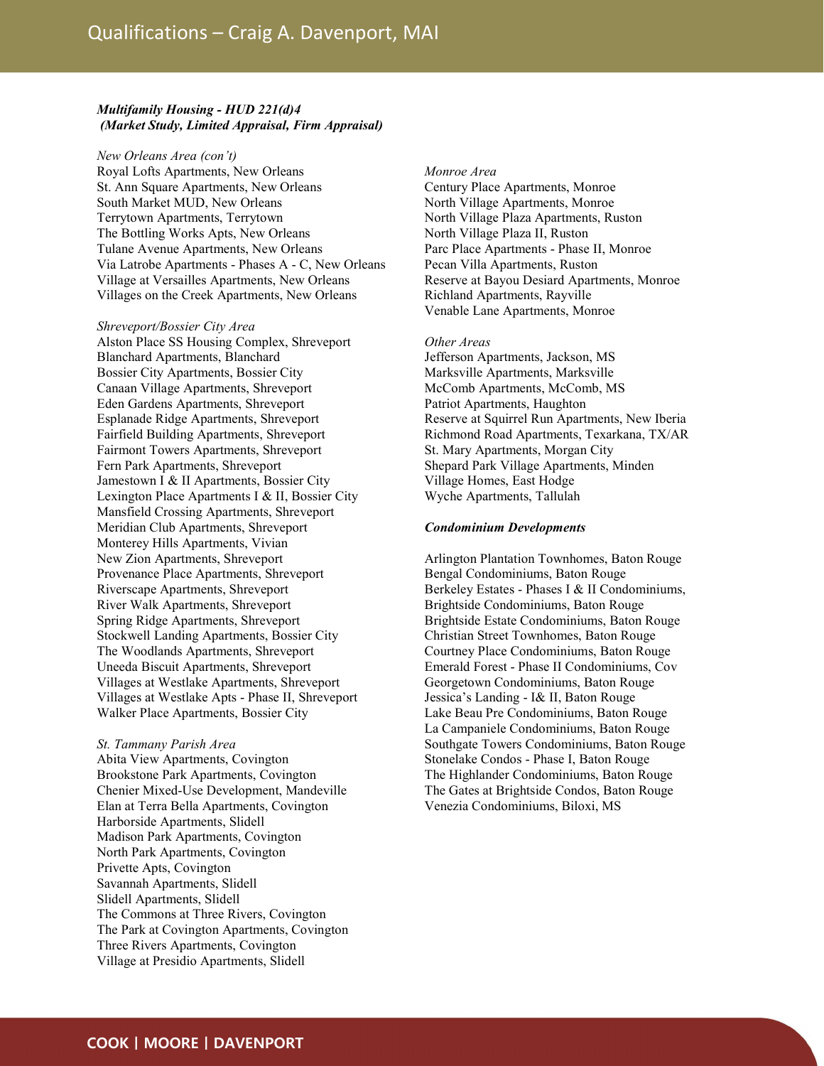***Multifamily Housing - HUD 221(d)4***
***(Market Study, Limited Appraisal, Firm Appraisal)***

*New Orleans Area (con't)*
Royal Lofts Apartments, New Orleans
St. Ann Square Apartments, New Orleans
South Market MUD, New Orleans
Terrytown Apartments, Terrytown
The Bottling Works Apts, New Orleans
Tulane Avenue Apartments, New Orleans
Via Latrobe Apartments - Phases A - C, New Orleans
Village at Versailles Apartments, New Orleans
Villages on the Creek Apartments, New Orleans

*Shreveport/Bossier City Area*
Alston Place SS Housing Complex, Shreveport
Blanchard Apartments, Blanchard
Bossier City Apartments, Bossier City
Canaan Village Apartments, Shreveport
Eden Gardens Apartments, Shreveport
Esplanade Ridge Apartments, Shreveport
Fairfield Building Apartments, Shreveport
Fairmont Towers Apartments, Shreveport
Fern Park Apartments, Shreveport
Jamestown I & II Apartments, Bossier City
Lexington Place Apartments I & II, Bossier City
Mansfield Crossing Apartments, Shreveport
Meridian Club Apartments, Shreveport
Monterey Hills Apartments, Vivian
New Zion Apartments, Shreveport
Provenance Place Apartments, Shreveport
Riverscape Apartments, Shreveport
River Walk Apartments, Shreveport
Spring Ridge Apartments, Shreveport
Stockwell Landing Apartments, Bossier City
The Woodlands Apartments, Shreveport
Uneeda Biscuit Apartments, Shreveport
Villages at Westlake Apartments, Shreveport
Villages at Westlake Apts - Phase II, Shreveport
Walker Place Apartments, Bossier City

*St. Tammany Parish Area*
Abita View Apartments, Covington
Brookstone Park Apartments, Covington
Chenier Mixed-Use Development, Mandeville
Elan at Terra Bella Apartments, Covington
Harborside Apartments, Slidell
Madison Park Apartments, Covington
North Park Apartments, Covington
Privette Apts, Covington
Savannah Apartments, Slidell
Slidell Apartments, Slidell
The Commons at Three Rivers, Covington
The Park at Covington Apartments, Covington
Three Rivers Apartments, Covington
Village at Presidio Apartments, Slidell

*Monroe Area*
Century Place Apartments, Monroe
North Village Apartments, Monroe
North Village Plaza Apartments, Ruston
North Village Plaza II, Ruston
Parc Place Apartments - Phase II, Monroe
Pecan Villa Apartments, Ruston
Reserve at Bayou Desiard Apartments, Monroe
Richland Apartments, Rayville
Venable Lane Apartments, Monroe

*Other Areas*
Jefferson Apartments, Jackson, MS
Marksville Apartments, Marksville
McComb Apartments, McComb, MS
Patriot Apartments, Haughton
Reserve at Squirrel Run Apartments, New Iberia
Richmond Road Apartments, Texarkana, TX/AR
St. Mary Apartments, Morgan City
Shepard Park Village Apartments, Minden
Village Homes, East Hodge
Wyche Apartments, Tallulah

***Condominium Developments***

Arlington Plantation Townhomes, Baton Rouge
Bengal Condominiums, Baton Rouge
Berkeley Estates - Phases I & II Condominiums,
Brightside Condominiums, Baton Rouge
Brightside Estate Condominiums, Baton Rouge
Christian Street Townhomes, Baton Rouge
Courtney Place Condominiums, Baton Rouge
Emerald Forest - Phase II Condominiums, Cov
Georgetown Condominiums, Baton Rouge
Jessica's Landing - I& II, Baton Rouge
Lake Beau Pre Condominiums, Baton Rouge
La Campaniele Condominiums, Baton Rouge
Southgate Towers Condominiums, Baton Rouge
Stonelake Condos - Phase I, Baton Rouge
The Highlander Condominiums, Baton Rouge
The Gates at Brightside Condos, Baton Rouge
Venezia Condominiums, Biloxi, MS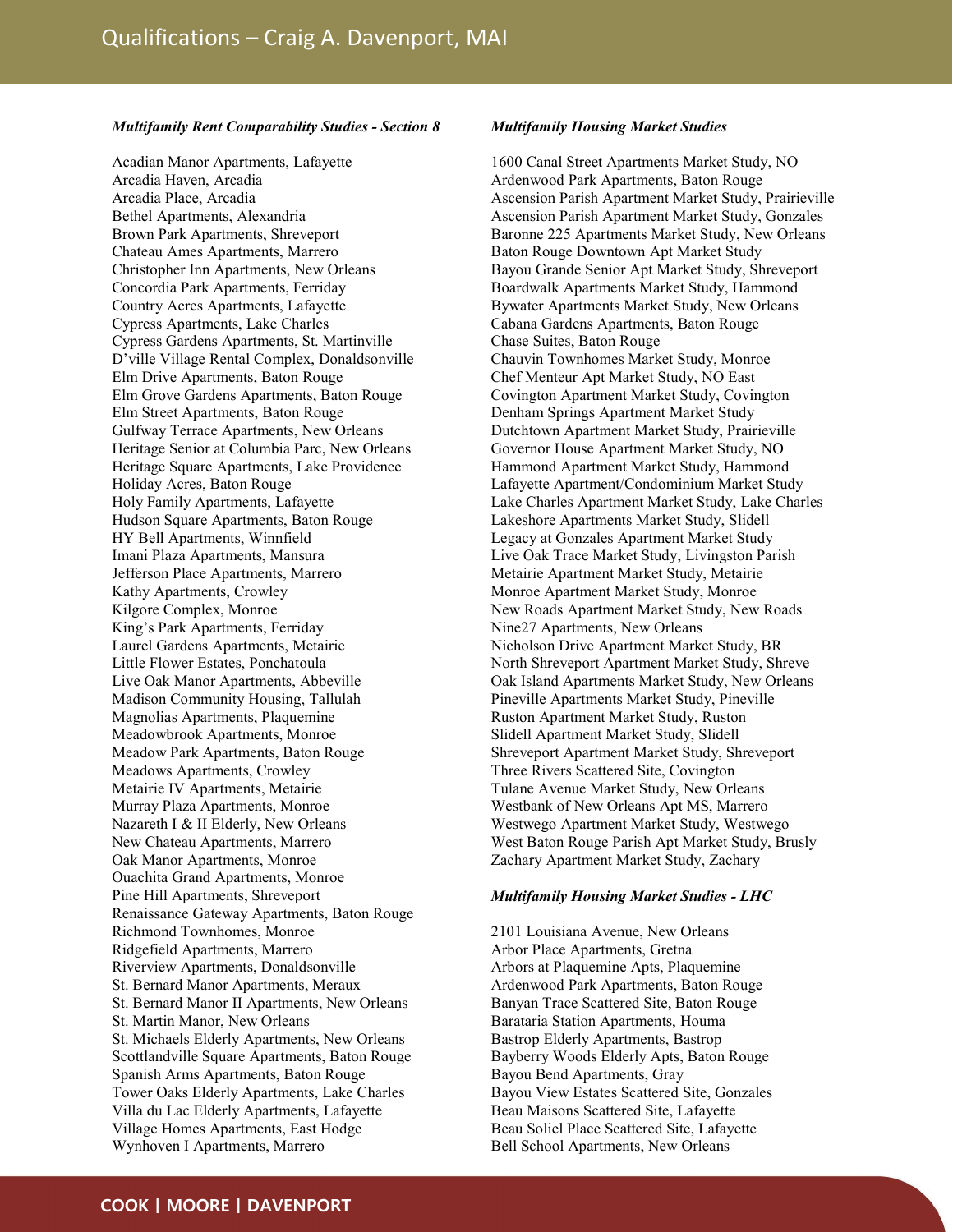### *Multifamily Rent Comparability Studies - Section 8*

Acadian Manor Apartments, Lafayette
Arcadia Haven, Arcadia
Arcadia Place, Arcadia
Bethel Apartments, Alexandria
Brown Park Apartments, Shreveport
Chateau Ames Apartments, Marrero
Christopher Inn Apartments, New Orleans
Concordia Park Apartments, Ferriday
Country Acres Apartments, Lafayette
Cypress Apartments, Lake Charles
Cypress Gardens Apartments, St. Martinville
D'ville Village Rental Complex, Donaldsonville
Elm Drive Apartments, Baton Rouge
Elm Grove Gardens Apartments, Baton Rouge
Elm Street Apartments, Baton Rouge
Gulfway Terrace Apartments, New Orleans
Heritage Senior at Columbia Parc, New Orleans
Heritage Square Apartments, Lake Providence
Holiday Acres, Baton Rouge
Holy Family Apartments, Lafayette
Hudson Square Apartments, Baton Rouge
HY Bell Apartments, Winnfield
Imani Plaza Apartments, Mansura
Jefferson Place Apartments, Marrero
Kathy Apartments, Crowley
Kilgore Complex, Monroe
King's Park Apartments, Ferriday
Laurel Gardens Apartments, Metairie
Little Flower Estates, Ponchatoula
Live Oak Manor Apartments, Abbeville
Madison Community Housing, Tallulah
Magnolias Apartments, Plaquemine
Meadowbrook Apartments, Monroe
Meadow Park Apartments, Baton Rouge
Meadows Apartments, Crowley
Metairie IV Apartments, Metairie
Murray Plaza Apartments, Monroe
Nazareth I & II Elderly, New Orleans
New Chateau Apartments, Marrero
Oak Manor Apartments, Monroe
Ouachita Grand Apartments, Monroe
Pine Hill Apartments, Shreveport
Renaissance Gateway Apartments, Baton Rouge
Richmond Townhomes, Monroe
Ridgefield Apartments, Marrero
Riverview Apartments, Donaldsonville
St. Bernard Manor Apartments, Meraux
St. Bernard Manor II Apartments, New Orleans
St. Martin Manor, New Orleans
St. Michaels Elderly Apartments, New Orleans
Scottlandville Square Apartments, Baton Rouge
Spanish Arms Apartments, Baton Rouge
Tower Oaks Elderly Apartments, Lake Charles
Villa du Lac Elderly Apartments, Lafayette
Village Homes Apartments, East Hodge
Wynhoven I Apartments, Marrero

### *Multifamily Housing Market Studies*

1600 Canal Street Apartments Market Study, NO
Ardenwood Park Apartments, Baton Rouge
Ascension Parish Apartment Market Study, Prairieville
Ascension Parish Apartment Market Study, Gonzales
Baronne 225 Apartments Market Study, New Orleans
Baton Rouge Downtown Apt Market Study
Bayou Grande Senior Apt Market Study, Shreveport
Boardwalk Apartments Market Study, Hammond
Bywater Apartments Market Study, New Orleans
Cabana Gardens Apartments, Baton Rouge
Chase Suites, Baton Rouge
Chauvin Townhomes Market Study, Monroe
Chef Menteur Apt Market Study, NO East
Covington Apartment Market Study, Covington
Denham Springs Apartment Market Study
Dutchtown Apartment Market Study, Prairieville
Governor House Apartment Market Study, NO
Hammond Apartment Market Study, Hammond
Lafayette Apartment/Condominium Market Study
Lake Charles Apartment Market Study, Lake Charles
Lakeshore Apartments Market Study, Slidell
Legacy at Gonzales Apartment Market Study
Live Oak Trace Market Study, Livingston Parish
Metairie Apartment Market Study, Metairie
Monroe Apartment Market Study, Monroe
New Roads Apartment Market Study, New Roads
Nine27 Apartments, New Orleans
Nicholson Drive Apartment Market Study, BR
North Shreveport Apartment Market Study, Shreve
Oak Island Apartments Market Study, New Orleans
Pineville Apartments Market Study, Pineville
Ruston Apartment Market Study, Ruston
Slidell Apartment Market Study, Slidell
Shreveport Apartment Market Study, Shreveport
Three Rivers Scattered Site, Covington
Tulane Avenue Market Study, New Orleans
Westbank of New Orleans Apt MS, Marrero
Westwego Apartment Market Study, Westwego
West Baton Rouge Parish Apt Market Study, Brusly
Zachary Apartment Market Study, Zachary

### *Multifamily Housing Market Studies - LHC*

2101 Louisiana Avenue, New Orleans
Arbor Place Apartments, Gretna
Arbors at Plaquemine Apts, Plaquemine
Ardenwood Park Apartments, Baton Rouge
Banyan Trace Scattered Site, Baton Rouge
Barataria Station Apartments, Houma
Bastrop Elderly Apartments, Bastrop
Bayberry Woods Elderly Apts, Baton Rouge
Bayou Bend Apartments, Gray
Bayou View Estates Scattered Site, Gonzales
Beau Maisons Scattered Site, Lafayette
Beau Soliel Place Scattered Site, Lafayette
Bell School Apartments, New Orleans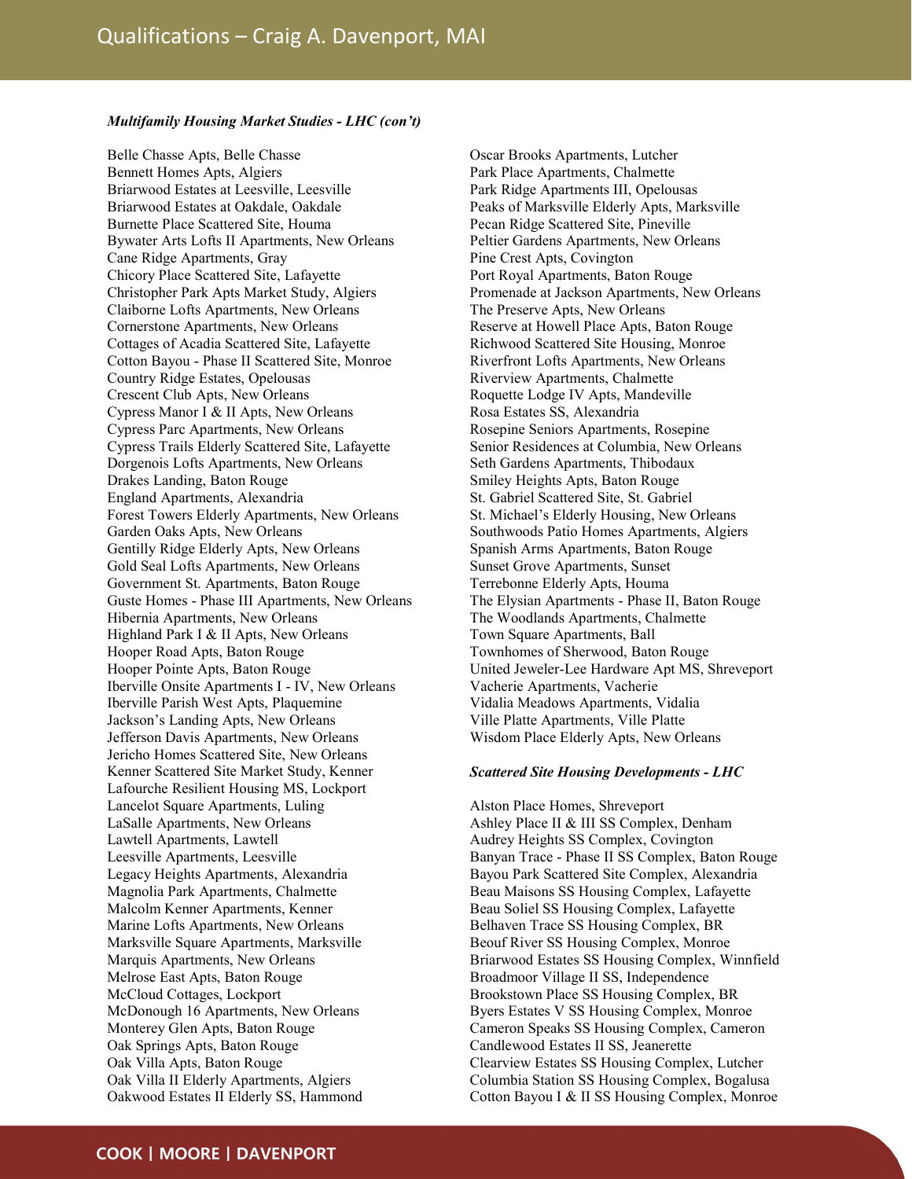### *Multifamily Housing Market Studies - LHC (con't)*

Belle Chasse Apts, Belle Chasse
Bennett Homes Apts, Algiers
Briarwood Estates at Leesville, Leesville
Briarwood Estates at Oakdale, Oakdale
Burnette Place Scattered Site, Houma
Bywater Arts Lofts II Apartments, New Orleans
Cane Ridge Apartments, Gray
Chicory Place Scattered Site, Lafayette
Christopher Park Apts Market Study, Algiers
Claiborne Lofts Apartments, New Orleans
Cornerstone Apartments, New Orleans
Cottages of Acadia Scattered Site, Lafayette
Cotton Bayou - Phase II Scattered Site, Monroe
Country Ridge Estates, Opelousas
Crescent Club Apts, New Orleans
Cypress Manor I & II Apts, New Orleans
Cypress Parc Apartments, New Orleans
Cypress Trails Elderly Scattered Site, Lafayette
Dorgenois Lofts Apartments, New Orleans
Drakes Landing, Baton Rouge
England Apartments, Alexandria
Forest Towers Elderly Apartments, New Orleans
Garden Oaks Apts, New Orleans
Gentilly Ridge Elderly Apts, New Orleans
Gold Seal Lofts Apartments, New Orleans
Government St. Apartments, Baton Rouge
Guste Homes - Phase III Apartments, New Orleans
Hibernia Apartments, New Orleans
Highland Park I & II Apts, New Orleans
Hooper Road Apts, Baton Rouge
Hooper Pointe Apts, Baton Rouge
Iberville Onsite Apartments I - IV, New Orleans
Iberville Parish West Apts, Plaquemine
Jackson's Landing Apts, New Orleans
Jefferson Davis Apartments, New Orleans
Jericho Homes Scattered Site, New Orleans
Kenner Scattered Site Market Study, Kenner
Lafourche Resilient Housing MS, Lockport
Lancelot Square Apartments, Luling
LaSalle Apartments, New Orleans
Lawtell Apartments, Lawtell
Leesville Apartments, Leesville
Legacy Heights Apartments, Alexandria
Magnolia Park Apartments, Chalmette
Malcolm Kenner Apartments, Kenner
Marine Lofts Apartments, New Orleans
Marksville Square Apartments, Marksville
Marquis Apartments, New Orleans
Melrose East Apts, Baton Rouge
McCloud Cottages, Lockport
McDonough 16 Apartments, New Orleans
Monterey Glen Apts, Baton Rouge
Oak Springs Apts, Baton Rouge
Oak Villa Apts, Baton Rouge
Oak Villa II Elderly Apartments, Algiers
Oakwood Estates II Elderly SS, Hammond
Oscar Brooks Apartments, Lutcher
Park Place Apartments, Chalmette
Park Ridge Apartments III, Opelousas
Peaks of Marksville Elderly Apts, Marksville
Pecan Ridge Scattered Site, Pineville
Peltier Gardens Apartments, New Orleans
Pine Crest Apts, Covington
Port Royal Apartments, Baton Rouge
Promenade at Jackson Apartments, New Orleans
The Preserve Apts, New Orleans
Reserve at Howell Place Apts, Baton Rouge
Richwood Scattered Site Housing, Monroe
Riverfront Lofts Apartments, New Orleans
Riverview Apartments, Chalmette
Roquette Lodge IV Apts, Mandeville
Rosa Estates SS, Alexandria
Rosepine Seniors Apartments, Rosepine
Senior Residences at Columbia, New Orleans
Seth Gardens Apartments, Thibodaux
Smiley Heights Apts, Baton Rouge
St. Gabriel Scattered Site, St. Gabriel
St. Michael's Elderly Housing, New Orleans
Southwoods Patio Homes Apartments, Algiers
Spanish Arms Apartments, Baton Rouge
Sunset Grove Apartments, Sunset
Terrebonne Elderly Apts, Houma
The Elysian Apartments - Phase II, Baton Rouge
The Woodlands Apartments, Chalmette
Town Square Apartments, Ball
Townhomes of Sherwood, Baton Rouge
United Jeweler-Lee Hardware Apt MS, Shreveport
Vacherie Apartments, Vacherie
Vidalia Meadows Apartments, Vidalia
Ville Platte Apartments, Ville Platte
Wisdom Place Elderly Apts, New Orleans

### *Scattered Site Housing Developments - LHC*

Alston Place Homes, Shreveport
Ashley Place II & III SS Complex, Denham
Audrey Heights SS Complex, Covington
Banyan Trace - Phase II SS Complex, Baton Rouge
Bayou Park Scattered Site Complex, Alexandria
Beau Maisons SS Housing Complex, Lafayette
Beau Soliel SS Housing Complex, Lafayette
Belhaven Trace SS Housing Complex, BR
Beouf River SS Housing Complex, Monroe
Briarwood Estates SS Housing Complex, Winnfield
Broadmoor Village II SS, Independence
Brookstown Place SS Housing Complex, BR
Byers Estates V SS Housing Complex, Monroe
Cameron Speaks SS Housing Complex, Cameron
Candlewood Estates II SS, Jeanerette
Clearview Estates SS Housing Complex, Lutcher
Columbia Station SS Housing Complex, Bogalusa
Cotton Bayou I & II SS Housing Complex, Monroe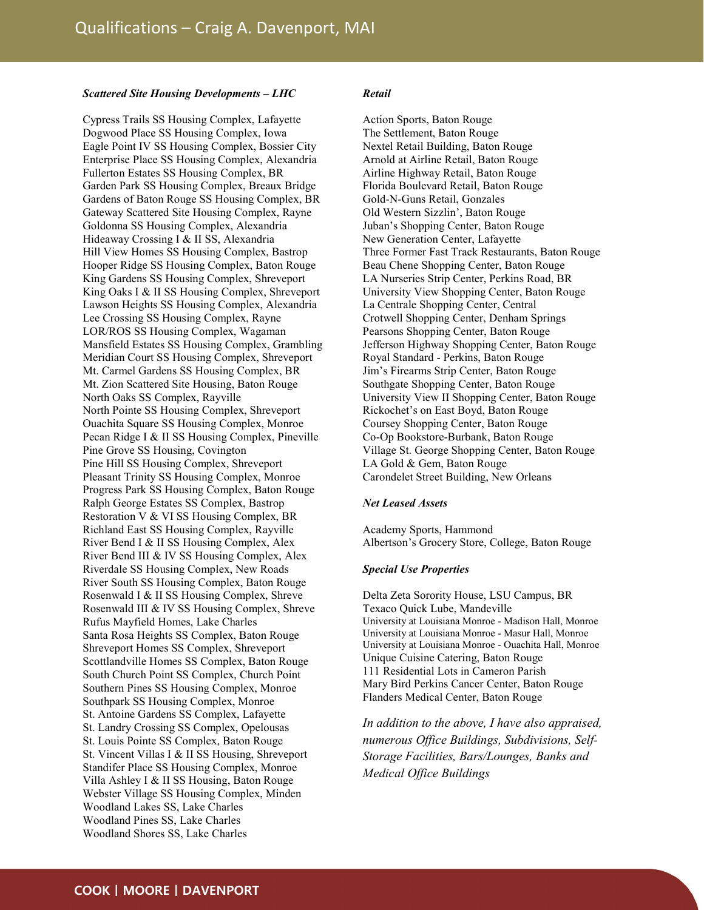# Qualifications – Craig A. Davenport, MAI

***Scattered Site Housing Developments – LHC***

Cypress Trails SS Housing Complex, Lafayette
Dogwood Place SS Housing Complex, Iowa
Eagle Point IV SS Housing Complex, Bossier City
Enterprise Place SS Housing Complex, Alexandria
Fullerton Estates SS Housing Complex, BR
Garden Park SS Housing Complex, Breaux Bridge
Gardens of Baton Rouge SS Housing Complex, BR
Gateway Scattered Site Housing Complex, Rayne
Goldonna SS Housing Complex, Alexandria
Hideaway Crossing I & II SS, Alexandria
Hill View Homes SS Housing Complex, Bastrop
Hooper Ridge SS Housing Complex, Baton Rouge
King Gardens SS Housing Complex, Shreveport
King Oaks I & II SS Housing Complex, Shreveport
Lawson Heights SS Housing Complex, Alexandria
Lee Crossing SS Housing Complex, Rayne
LOR/ROS SS Housing Complex, Wagaman
Mansfield Estates SS Housing Complex, Grambling
Meridian Court SS Housing Complex, Shreveport
Mt. Carmel Gardens SS Housing Complex, BR
Mt. Zion Scattered Site Housing, Baton Rouge
North Oaks SS Complex, Rayville
North Pointe SS Housing Complex, Shreveport
Ouachita Square SS Housing Complex, Monroe
Pecan Ridge I & II SS Housing Complex, Pineville
Pine Grove SS Housing, Covington
Pine Hill SS Housing Complex, Shreveport
Pleasant Trinity SS Housing Complex, Monroe
Progress Park SS Housing Complex, Baton Rouge
Ralph George Estates SS Complex, Bastrop
Restoration V & VI SS Housing Complex, BR
Richland East SS Housing Complex, Rayville
River Bend I & II SS Housing Complex, Alex
River Bend III & IV SS Housing Complex, Alex
Riverdale SS Housing Complex, New Roads
River South SS Housing Complex, Baton Rouge
Rosenwald I & II SS Housing Complex, Shreve
Rosenwald III & IV SS Housing Complex, Shreve
Rufus Mayfield Homes, Lake Charles
Santa Rosa Heights SS Complex, Baton Rouge
Shreveport Homes SS Complex, Shreveport
Scottlandville Homes SS Complex, Baton Rouge
South Church Point SS Complex, Church Point
Southern Pines SS Housing Complex, Monroe
Southpark SS Housing Complex, Monroe
St. Antoine Gardens SS Complex, Lafayette
St. Landry Crossing SS Complex, Opelousas
St. Louis Pointe SS Complex, Baton Rouge
St. Vincent Villas I & II SS Housing, Shreveport
Standifer Place SS Housing Complex, Monroe
Villa Ashley I & II SS Housing, Baton Rouge
Webster Village SS Housing Complex, Minden
Woodland Lakes SS, Lake Charles
Woodland Pines SS, Lake Charles
Woodland Shores SS, Lake Charles

***Retail***

Action Sports, Baton Rouge
The Settlement, Baton Rouge
Nextel Retail Building, Baton Rouge
Arnold at Airline Retail, Baton Rouge
Airline Highway Retail, Baton Rouge
Florida Boulevard Retail, Baton Rouge
Gold-N-Guns Retail, Gonzales
Old Western Sizzlin', Baton Rouge
Juban's Shopping Center, Baton Rouge
New Generation Center, Lafayette
Three Former Fast Track Restaurants, Baton Rouge
Beau Chene Shopping Center, Baton Rouge
LA Nurseries Strip Center, Perkins Road, BR
University View Shopping Center, Baton Rouge
La Centrale Shopping Center, Central
Crotwell Shopping Center, Denham Springs
Pearsons Shopping Center, Baton Rouge
Jefferson Highway Shopping Center, Baton Rouge
Royal Standard - Perkins, Baton Rouge
Jim's Firearms Strip Center, Baton Rouge
Southgate Shopping Center, Baton Rouge
University View II Shopping Center, Baton Rouge
Rickochet's on East Boyd, Baton Rouge
Coursey Shopping Center, Baton Rouge
Co-Op Bookstore-Burbank, Baton Rouge
Village St. George Shopping Center, Baton Rouge
LA Gold & Gem, Baton Rouge
Carondelet Street Building, New Orleans

***Net Leased Assets***

Academy Sports, Hammond
Albertson's Grocery Store, College, Baton Rouge

***Special Use Properties***

Delta Zeta Sorority House, LSU Campus, BR
Texaco Quick Lube, Mandeville
University at Louisiana Monroe - Madison Hall, Monroe
University at Louisiana Monroe - Masur Hall, Monroe
University at Louisiana Monroe - Ouachita Hall, Monroe
Unique Cuisine Catering, Baton Rouge
111 Residential Lots in Cameron Parish
Mary Bird Perkins Cancer Center, Baton Rouge
Flanders Medical Center, Baton Rouge

*In addition to the above, I have also appraised, numerous Office Buildings, Subdivisions, Self-Storage Facilities, Bars/Lounges, Banks and Medical Office Buildings*